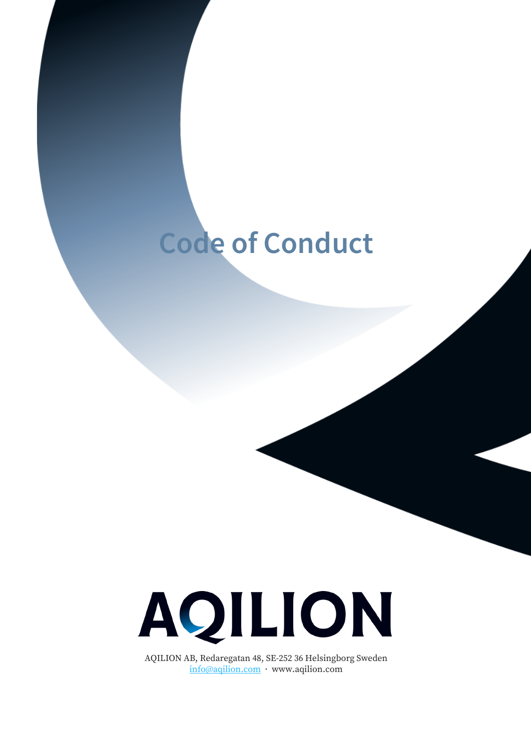# Code of Conduct

AQILION

AQILION AB, Redaregatan 48, SE-252 36 Helsingborg Sweden
info@aqilion.com · www.aqilion.com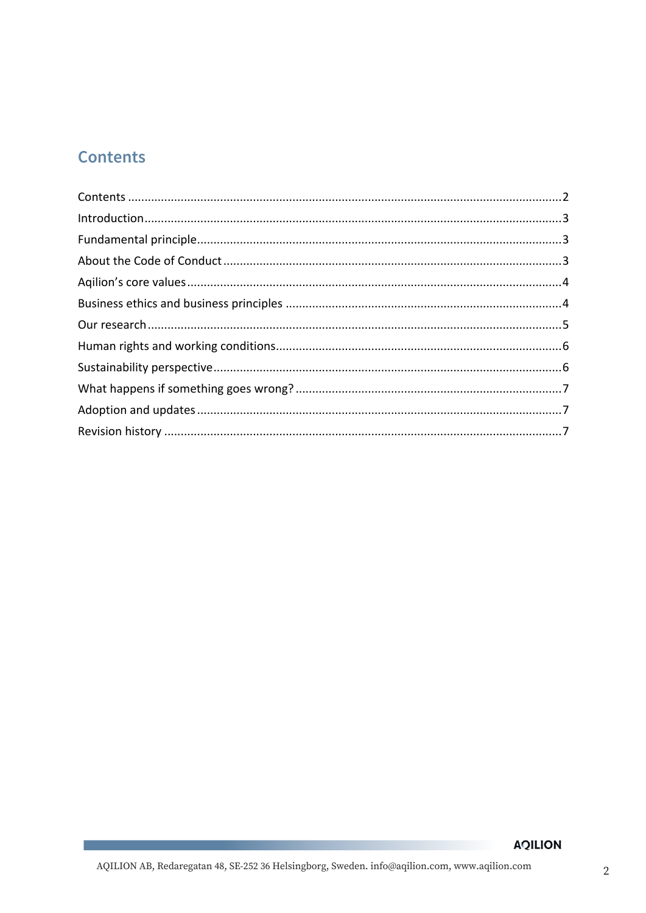## Contents

Contents .......................................................................................................................2
Introduction....................................................................................................................3
Fundamental principle....................................................................................................3
About the Code of Conduct .............................................................................................3
Aqilion's core values........................................................................................................4
Business ethics and business principles ..........................................................................4
Our research....................................................................................................................5
Human rights and working conditions.............................................................................6
Sustainability perspective................................................................................................6
What happens if something goes wrong? .......................................................................7
Adoption and updates .....................................................................................................7
Revision history ...............................................................................................................7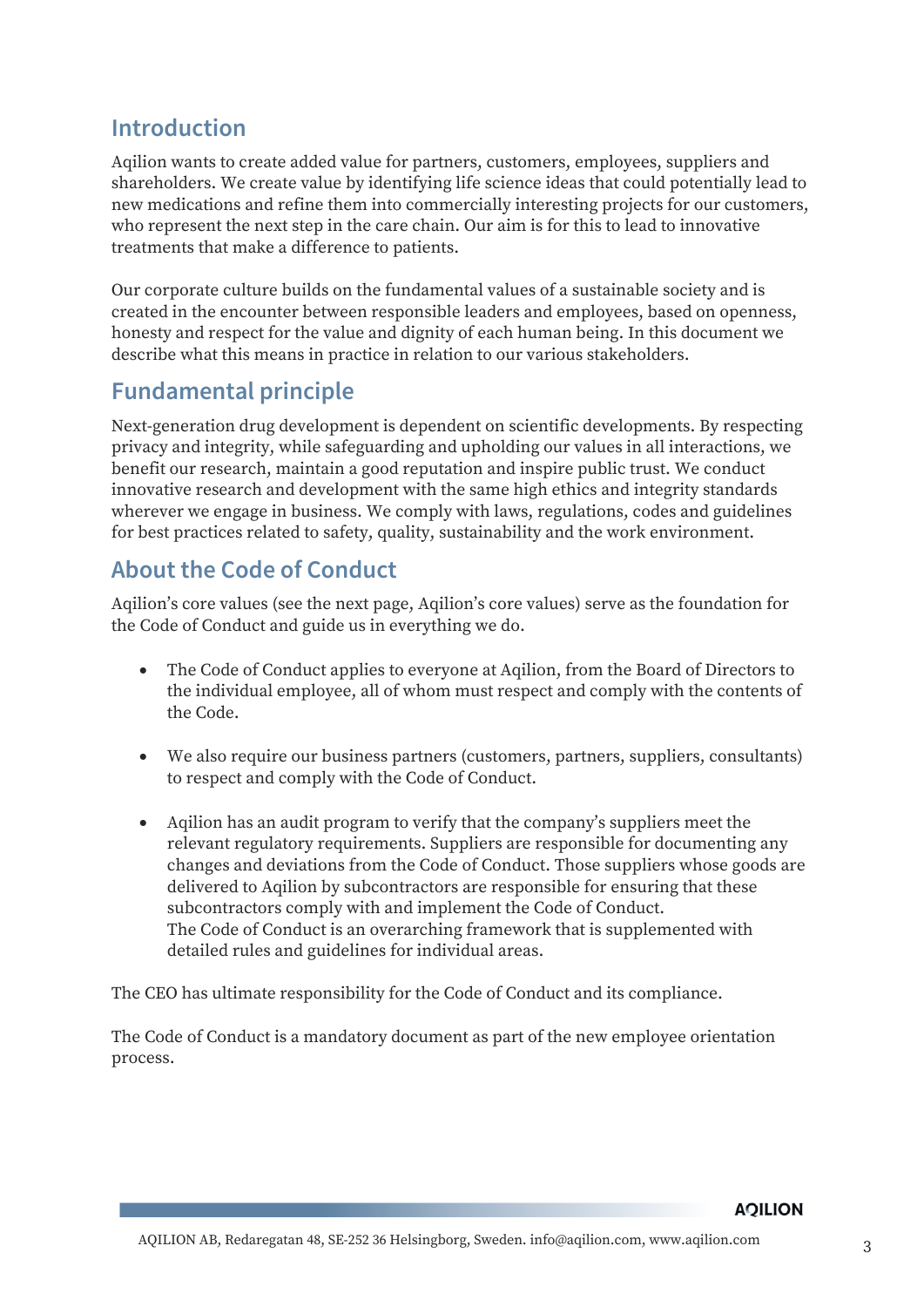## Introduction

Aqilion wants to create added value for partners, customers, employees, suppliers and shareholders. We create value by identifying life science ideas that could potentially lead to new medications and refine them into commercially interesting projects for our customers, who represent the next step in the care chain. Our aim is for this to lead to innovative treatments that make a difference to patients.

Our corporate culture builds on the fundamental values of a sustainable society and is created in the encounter between responsible leaders and employees, based on openness, honesty and respect for the value and dignity of each human being. In this document we describe what this means in practice in relation to our various stakeholders.

## Fundamental principle

Next-generation drug development is dependent on scientific developments. By respecting privacy and integrity, while safeguarding and upholding our values in all interactions, we benefit our research, maintain a good reputation and inspire public trust. We conduct innovative research and development with the same high ethics and integrity standards wherever we engage in business. We comply with laws, regulations, codes and guidelines for best practices related to safety, quality, sustainability and the work environment.

## About the Code of Conduct

Aqilion's core values (see the next page, Aqilion's core values) serve as the foundation for the Code of Conduct and guide us in everything we do.

- The Code of Conduct applies to everyone at Aqilion, from the Board of Directors to the individual employee, all of whom must respect and comply with the contents of the Code.
- We also require our business partners (customers, partners, suppliers, consultants) to respect and comply with the Code of Conduct.
- Aqilion has an audit program to verify that the company's suppliers meet the relevant regulatory requirements. Suppliers are responsible for documenting any changes and deviations from the Code of Conduct. Those suppliers whose goods are delivered to Aqilion by subcontractors are responsible for ensuring that these subcontractors comply with and implement the Code of Conduct.
  The Code of Conduct is an overarching framework that is supplemented with detailed rules and guidelines for individual areas.

The CEO has ultimate responsibility for the Code of Conduct and its compliance.

The Code of Conduct is a mandatory document as part of the new employee orientation process.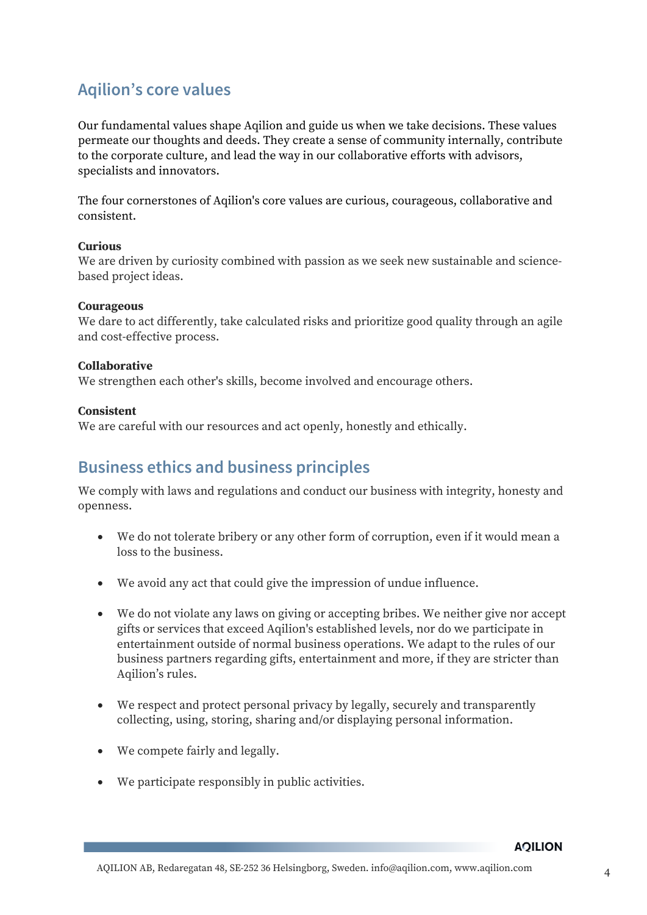## Aqilion's core values

Our fundamental values shape Aqilion and guide us when we take decisions. These values permeate our thoughts and deeds. They create a sense of community internally, contribute to the corporate culture, and lead the way in our collaborative efforts with advisors, specialists and innovators.

The four cornerstones of Aqilion's core values are curious, courageous, collaborative and consistent.

**Curious**
We are driven by curiosity combined with passion as we seek new sustainable and science-based project ideas.

**Courageous**
We dare to act differently, take calculated risks and prioritize good quality through an agile and cost-effective process.

**Collaborative**
We strengthen each other's skills, become involved and encourage others.

**Consistent**
We are careful with our resources and act openly, honestly and ethically.

## Business ethics and business principles

We comply with laws and regulations and conduct our business with integrity, honesty and openness.

- We do not tolerate bribery or any other form of corruption, even if it would mean a loss to the business.
- We avoid any act that could give the impression of undue influence.
- We do not violate any laws on giving or accepting bribes. We neither give nor accept gifts or services that exceed Aqilion's established levels, nor do we participate in entertainment outside of normal business operations. We adapt to the rules of our business partners regarding gifts, entertainment and more, if they are stricter than Aqilion's rules.
- We respect and protect personal privacy by legally, securely and transparently collecting, using, storing, sharing and/or displaying personal information.
- We compete fairly and legally.
- We participate responsibly in public activities.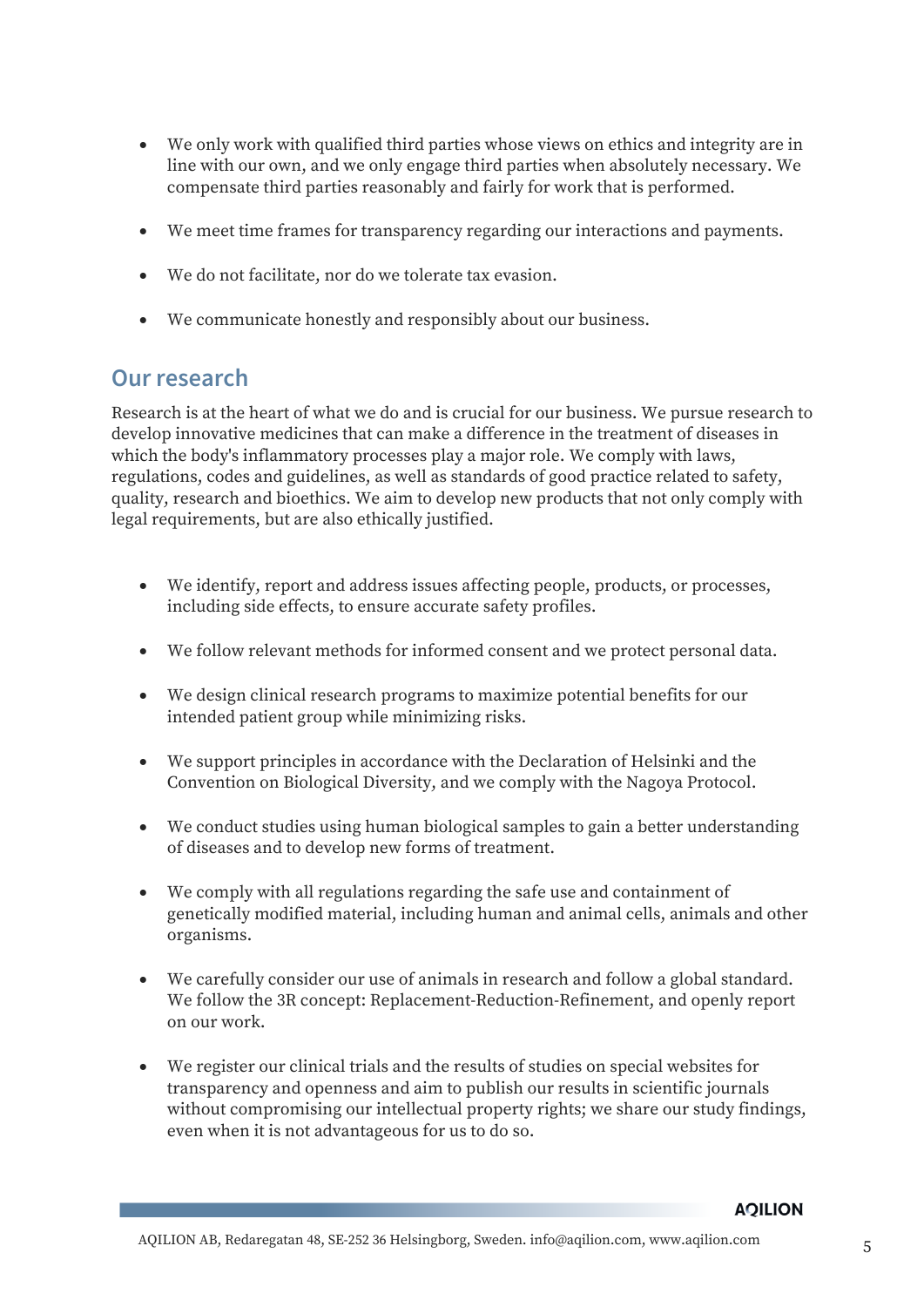- We only work with qualified third parties whose views on ethics and integrity are in line with our own, and we only engage third parties when absolutely necessary. We compensate third parties reasonably and fairly for work that is performed.

- We meet time frames for transparency regarding our interactions and payments.

- We do not facilitate, nor do we tolerate tax evasion.

- We communicate honestly and responsibly about our business.

## Our research

Research is at the heart of what we do and is crucial for our business. We pursue research to develop innovative medicines that can make a difference in the treatment of diseases in which the body's inflammatory processes play a major role. We comply with laws, regulations, codes and guidelines, as well as standards of good practice related to safety, quality, research and bioethics. We aim to develop new products that not only comply with legal requirements, but are also ethically justified.

- We identify, report and address issues affecting people, products, or processes, including side effects, to ensure accurate safety profiles.

- We follow relevant methods for informed consent and we protect personal data.

- We design clinical research programs to maximize potential benefits for our intended patient group while minimizing risks.

- We support principles in accordance with the Declaration of Helsinki and the Convention on Biological Diversity, and we comply with the Nagoya Protocol.

- We conduct studies using human biological samples to gain a better understanding of diseases and to develop new forms of treatment.

- We comply with all regulations regarding the safe use and containment of genetically modified material, including human and animal cells, animals and other organisms.

- We carefully consider our use of animals in research and follow a global standard. We follow the 3R concept: Replacement-Reduction-Refinement, and openly report on our work.

- We register our clinical trials and the results of studies on special websites for transparency and openness and aim to publish our results in scientific journals without compromising our intellectual property rights; we share our study findings, even when it is not advantageous for us to do so.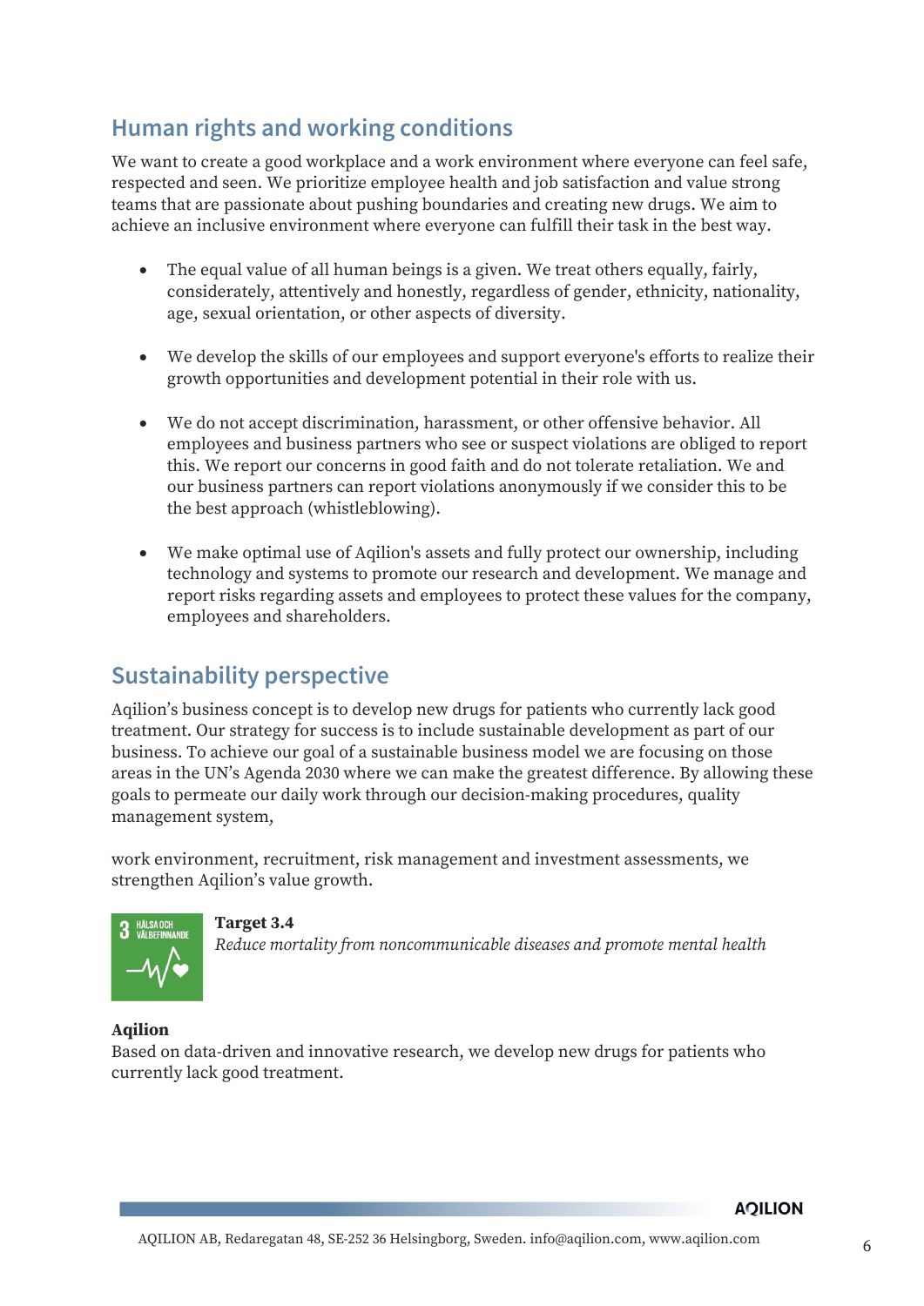## Human rights and working conditions

We want to create a good workplace and a work environment where everyone can feel safe, respected and seen. We prioritize employee health and job satisfaction and value strong teams that are passionate about pushing boundaries and creating new drugs. We aim to achieve an inclusive environment where everyone can fulfill their task in the best way.

- The equal value of all human beings is a given. We treat others equally, fairly, considerately, attentively and honestly, regardless of gender, ethnicity, nationality, age, sexual orientation, or other aspects of diversity.
- We develop the skills of our employees and support everyone's efforts to realize their growth opportunities and development potential in their role with us.
- We do not accept discrimination, harassment, or other offensive behavior. All employees and business partners who see or suspect violations are obliged to report this. We report our concerns in good faith and do not tolerate retaliation. We and our business partners can report violations anonymously if we consider this to be the best approach (whistleblowing).
- We make optimal use of Aqilion's assets and fully protect our ownership, including technology and systems to promote our research and development. We manage and report risks regarding assets and employees to protect these values for the company, employees and shareholders.

## Sustainability perspective

Aqilion's business concept is to develop new drugs for patients who currently lack good treatment. Our strategy for success is to include sustainable development as part of our business. To achieve our goal of a sustainable business model we are focusing on those areas in the UN's Agenda 2030 where we can make the greatest difference. By allowing these goals to permeate our daily work through our decision-making procedures, quality management system,

work environment, recruitment, risk management and investment assessments, we strengthen Aqilion's value growth.

3 HÄLSA OCH VÄLBEFINNANDE

**Target 3.4**
*Reduce mortality from noncommunicable diseases and promote mental health*

**Aqilion**
Based on data-driven and innovative research, we develop new drugs for patients who currently lack good treatment.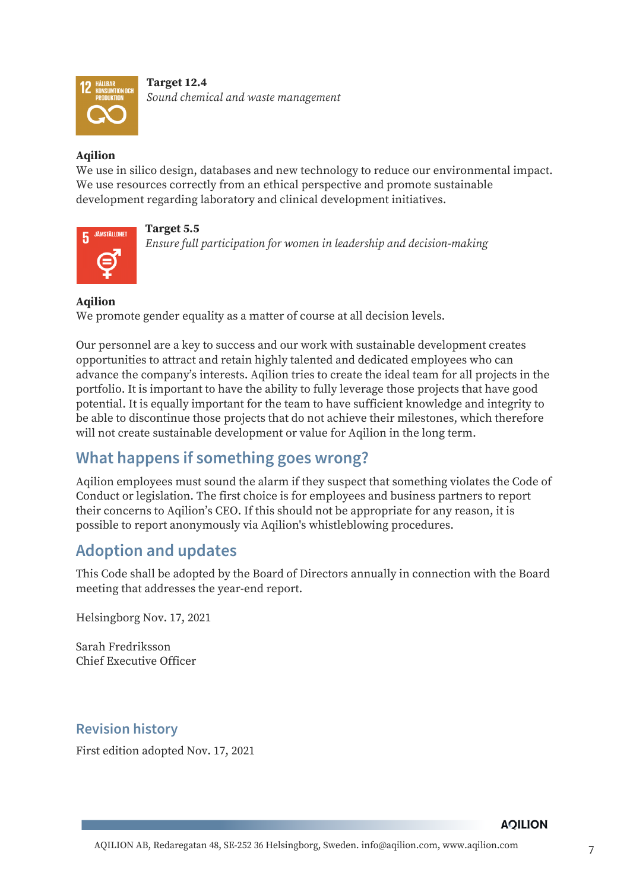**Target 12.4**
*Sound chemical and waste management*

**Aqilion**
We use in silico design, databases and new technology to reduce our environmental impact. We use resources correctly from an ethical perspective and promote sustainable development regarding laboratory and clinical development initiatives.

**Target 5.5**
*Ensure full participation for women in leadership and decision-making*

**Aqilion**
We promote gender equality as a matter of course at all decision levels.

Our personnel are a key to success and our work with sustainable development creates opportunities to attract and retain highly talented and dedicated employees who can advance the company's interests. Aqilion tries to create the ideal team for all projects in the portfolio. It is important to have the ability to fully leverage those projects that have good potential. It is equally important for the team to have sufficient knowledge and integrity to be able to discontinue those projects that do not achieve their milestones, which therefore will not create sustainable development or value for Aqilion in the long term.

## What happens if something goes wrong?

Aqilion employees must sound the alarm if they suspect that something violates the Code of Conduct or legislation. The first choice is for employees and business partners to report their concerns to Aqilion's CEO. If this should not be appropriate for any reason, it is possible to report anonymously via Aqilion's whistleblowing procedures.

## Adoption and updates

This Code shall be adopted by the Board of Directors annually in connection with the Board meeting that addresses the year-end report.

Helsingborg Nov. 17, 2021

Sarah Fredriksson
Chief Executive Officer

## Revision history

First edition adopted Nov. 17, 2021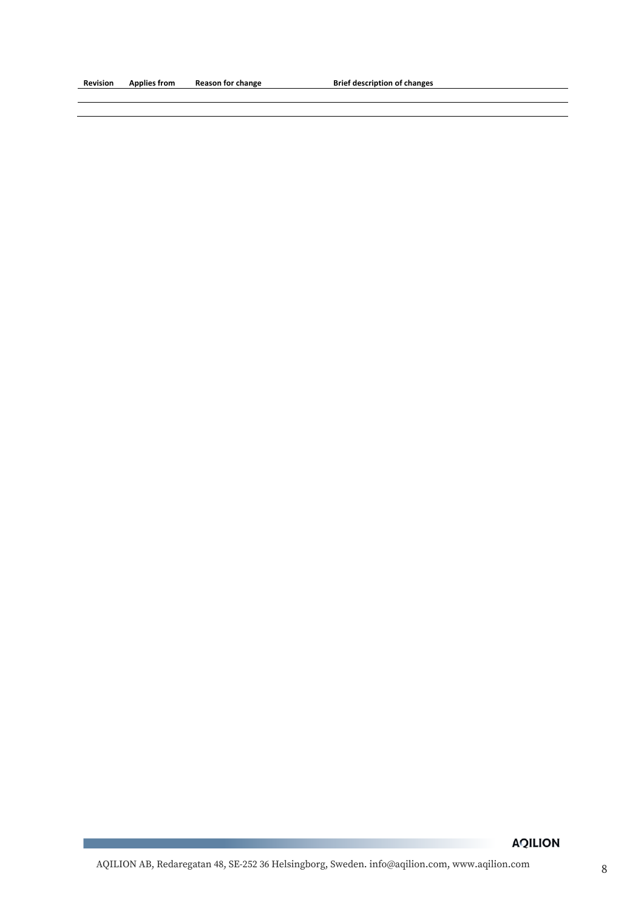| Revision | Applies from | Reason for change | Brief description of changes |
|---|---|---|---|
| | | | |